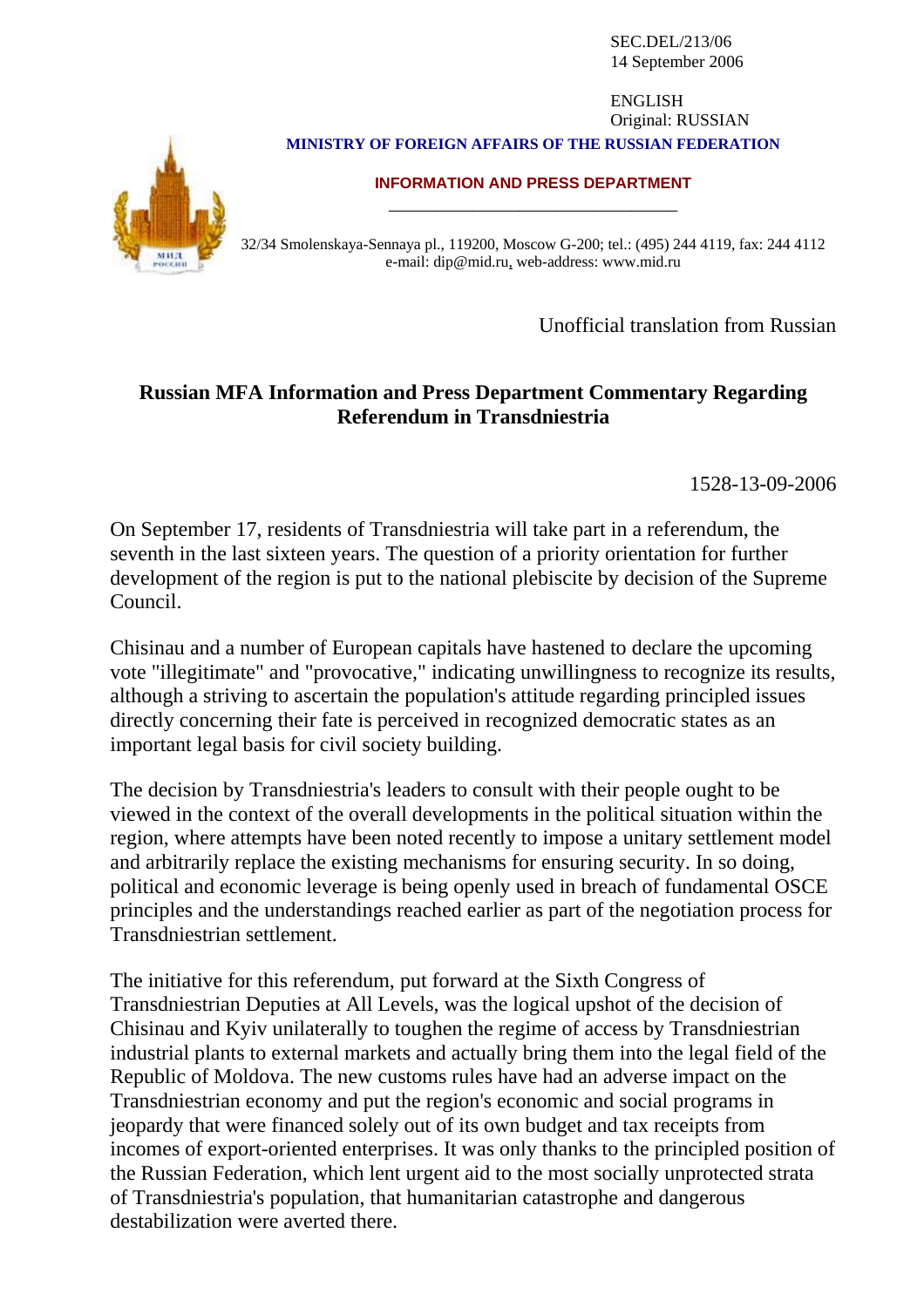SEC.DEL/213/06
14 September 2006

ENGLISH
Original: RUSSIAN

**MINISTRY OF FOREIGN AFFAIRS OF THE RUSSIAN FEDERATION**

**INFORMATION AND PRESS DEPARTMENT**

32/34 Smolenskaya-Sennaya pl., 119200, Moscow G-200; tel.: (495) 244 4119, fax: 244 4112
e-mail: dip@mid.ru, web-address: www.mid.ru

Unofficial translation from Russian

## Russian MFA Information and Press Department Commentary Regarding Referendum in Transdniestria

1528-13-09-2006

On September 17, residents of Transdniestria will take part in a referendum, the seventh in the last sixteen years. The question of a priority orientation for further development of the region is put to the national plebiscite by decision of the Supreme Council.

Chisinau and a number of European capitals have hastened to declare the upcoming vote "illegitimate" and "provocative," indicating unwillingness to recognize its results, although a striving to ascertain the population's attitude regarding principled issues directly concerning their fate is perceived in recognized democratic states as an important legal basis for civil society building.

The decision by Transdniestria's leaders to consult with their people ought to be viewed in the context of the overall developments in the political situation within the region, where attempts have been noted recently to impose a unitary settlement model and arbitrarily replace the existing mechanisms for ensuring security. In so doing, political and economic leverage is being openly used in breach of fundamental OSCE principles and the understandings reached earlier as part of the negotiation process for Transdniestrian settlement.

The initiative for this referendum, put forward at the Sixth Congress of Transdniestrian Deputies at All Levels, was the logical upshot of the decision of Chisinau and Kyiv unilaterally to toughen the regime of access by Transdniestrian industrial plants to external markets and actually bring them into the legal field of the Republic of Moldova. The new customs rules have had an adverse impact on the Transdniestrian economy and put the region's economic and social programs in jeopardy that were financed solely out of its own budget and tax receipts from incomes of export-oriented enterprises. It was only thanks to the principled position of the Russian Federation, which lent urgent aid to the most socially unprotected strata of Transdniestria's population, that humanitarian catastrophe and dangerous destabilization were averted there.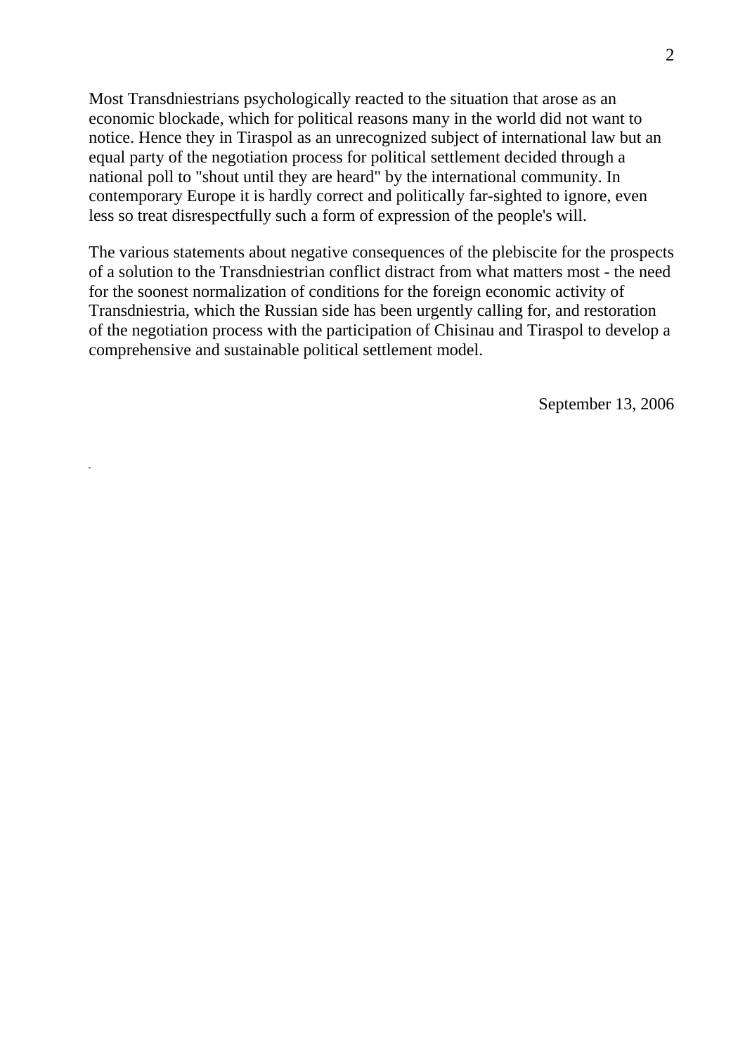Most Transdniestrians psychologically reacted to the situation that arose as an economic blockade, which for political reasons many in the world did not want to notice. Hence they in Tiraspol as an unrecognized subject of international law but an equal party of the negotiation process for political settlement decided through a national poll to "shout until they are heard" by the international community. In contemporary Europe it is hardly correct and politically far-sighted to ignore, even less so treat disrespectfully such a form of expression of the people's will.

The various statements about negative consequences of the plebiscite for the prospects of a solution to the Transdniestrian conflict distract from what matters most - the need for the soonest normalization of conditions for the foreign economic activity of Transdniestria, which the Russian side has been urgently calling for, and restoration of the negotiation process with the participation of Chisinau and Tiraspol to develop a comprehensive and sustainable political settlement model.

September 13, 2006